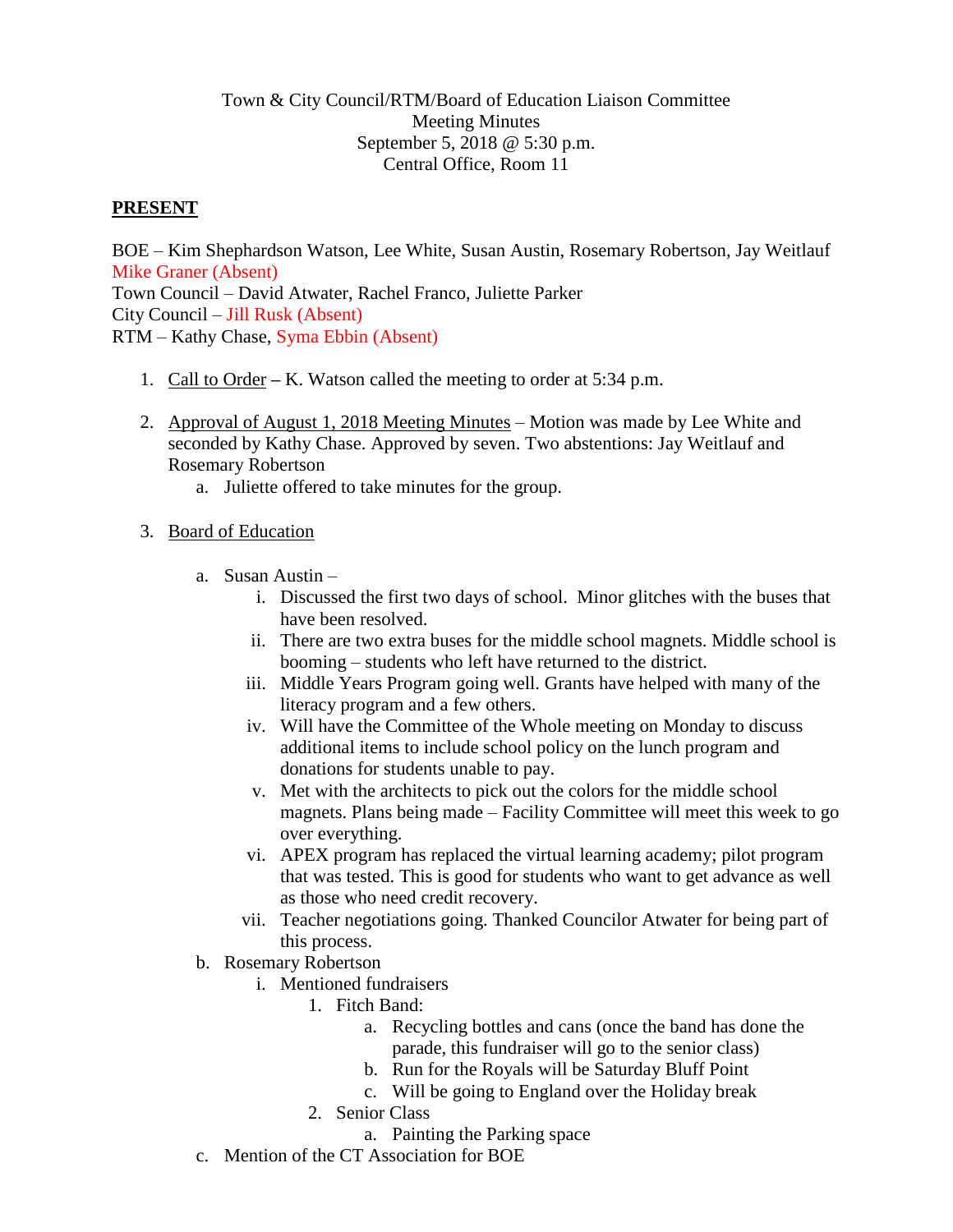Town & City Council/RTM/Board of Education Liaison Committee
Meeting Minutes
September 5, 2018 @ 5:30 p.m.
Central Office, Room 11

**PRESENT**

BOE – Kim Shephardson Watson, Lee White, Susan Austin, Rosemary Robertson, Jay Weitlauf
Mike Graner (Absent)
Town Council – David Atwater, Rachel Franco, Juliette Parker
City Council – Jill Rusk (Absent)
RTM – Kathy Chase, Syma Ebbin (Absent)

1. Call to Order – K. Watson called the meeting to order at 5:34 p.m.

2. Approval of August 1, 2018 Meeting Minutes – Motion was made by Lee White and seconded by Kathy Chase. Approved by seven. Two abstentions: Jay Weitlauf and Rosemary Robertson
   a. Juliette offered to take minutes for the group.

3. Board of Education

   a. Susan Austin –
      i. Discussed the first two days of school. Minor glitches with the buses that have been resolved.
      ii. There are two extra buses for the middle school magnets. Middle school is booming – students who left have returned to the district.
      iii. Middle Years Program going well. Grants have helped with many of the literacy program and a few others.
      iv. Will have the Committee of the Whole meeting on Monday to discuss additional items to include school policy on the lunch program and donations for students unable to pay.
      v. Met with the architects to pick out the colors for the middle school magnets. Plans being made – Facility Committee will meet this week to go over everything.
      vi. APEX program has replaced the virtual learning academy; pilot program that was tested. This is good for students who want to get advance as well as those who need credit recovery.
      vii. Teacher negotiations going. Thanked Councilor Atwater for being part of this process.
   b. Rosemary Robertson
      i. Mentioned fundraisers
         1. Fitch Band:
            a. Recycling bottles and cans (once the band has done the parade, this fundraiser will go to the senior class)
            b. Run for the Royals will be Saturday Bluff Point
            c. Will be going to England over the Holiday break
         2. Senior Class
            a. Painting the Parking space
   c. Mention of the CT Association for BOE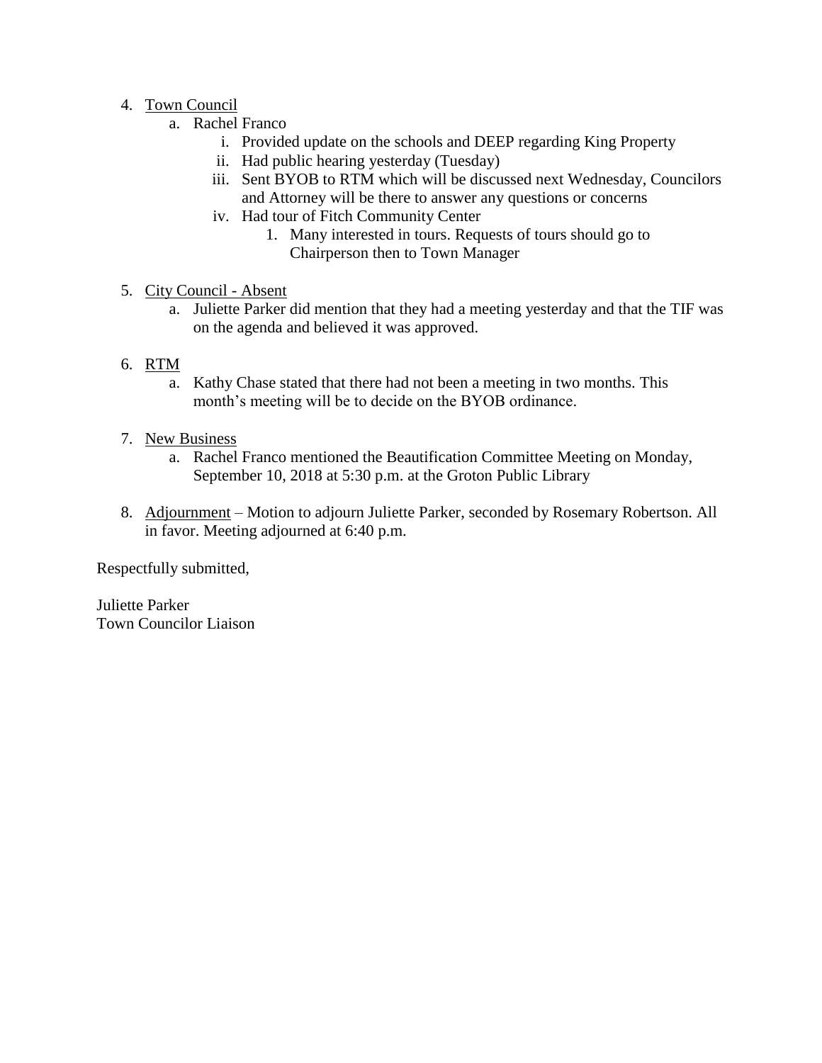4. <u>Town Council</u>
   a. Rachel Franco
      i. Provided update on the schools and DEEP regarding King Property
      ii. Had public hearing yesterday (Tuesday)
      iii. Sent BYOB to RTM which will be discussed next Wednesday, Councilors and Attorney will be there to answer any questions or concerns
      iv. Had tour of Fitch Community Center
         1. Many interested in tours. Requests of tours should go to Chairperson then to Town Manager

5. <u>City Council - Absent</u>
   a. Juliette Parker did mention that they had a meeting yesterday and that the TIF was on the agenda and believed it was approved.

6. <u>RTM</u>
   a. Kathy Chase stated that there had not been a meeting in two months. This month's meeting will be to decide on the BYOB ordinance.

7. <u>New Business</u>
   a. Rachel Franco mentioned the Beautification Committee Meeting on Monday, September 10, 2018 at 5:30 p.m. at the Groton Public Library

8. <u>Adjournment</u> – Motion to adjourn Juliette Parker, seconded by Rosemary Robertson. All in favor. Meeting adjourned at 6:40 p.m.

Respectfully submitted,

Juliette Parker
Town Councilor Liaison